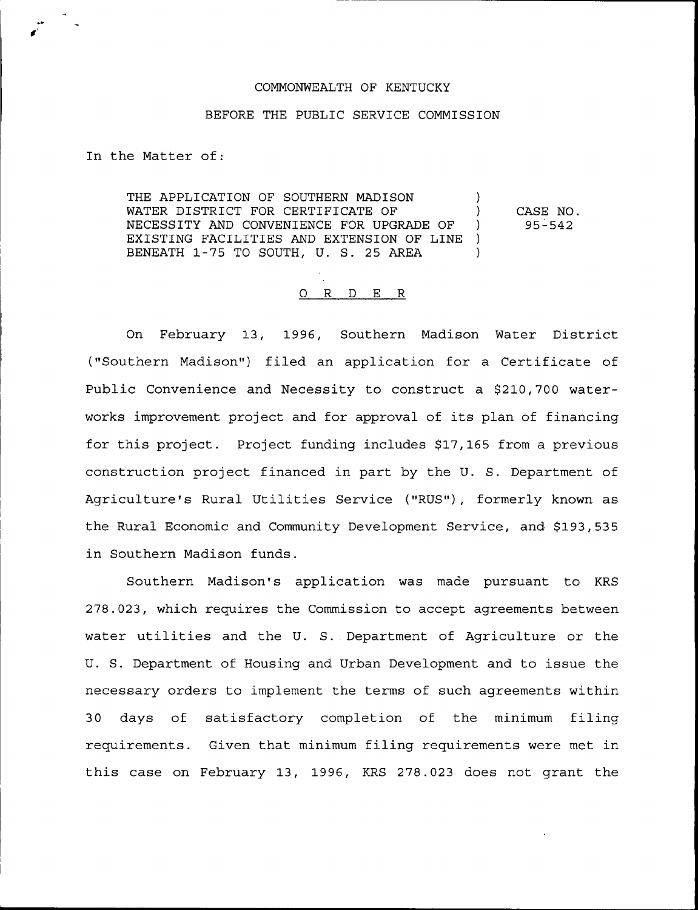COMMONWEALTH OF KENTUCKY

BEFORE THE PUBLIC SERVICE COMMISSION

In the Matter of:

| | | |
|---|---|---|
| THE APPLICATION OF SOUTHERN MADISON WATER DISTRICT FOR CERTIFICATE OF NECESSITY AND CONVENIENCE FOR UPGRADE OF EXISTING FACILITIES AND EXTENSION OF LINE BENEATH 1-75 TO SOUTH, U. S. 25 AREA | ) ) ) ) ) | CASE NO. 95-542 |

## ORDER

On February 13, 1996, Southern Madison Water District ("Southern Madison") filed an application for a Certificate of Public Convenience and Necessity to construct a $210,700 waterworks improvement project and for approval of its plan of financing for this project. Project funding includes $17,165 from a previous construction project financed in part by the U. S. Department of Agriculture's Rural Utilities Service ("RUS"), formerly known as the Rural Economic and Community Development Service, and $193,535 in Southern Madison funds.

Southern Madison's application was made pursuant to KRS 278.023, which requires the Commission to accept agreements between water utilities and the U. S. Department of Agriculture or the U. S. Department of Housing and Urban Development and to issue the necessary orders to implement the terms of such agreements within 30 days of satisfactory completion of the minimum filing requirements. Given that minimum filing requirements were met in this case on February 13, 1996, KRS 278.023 does not grant the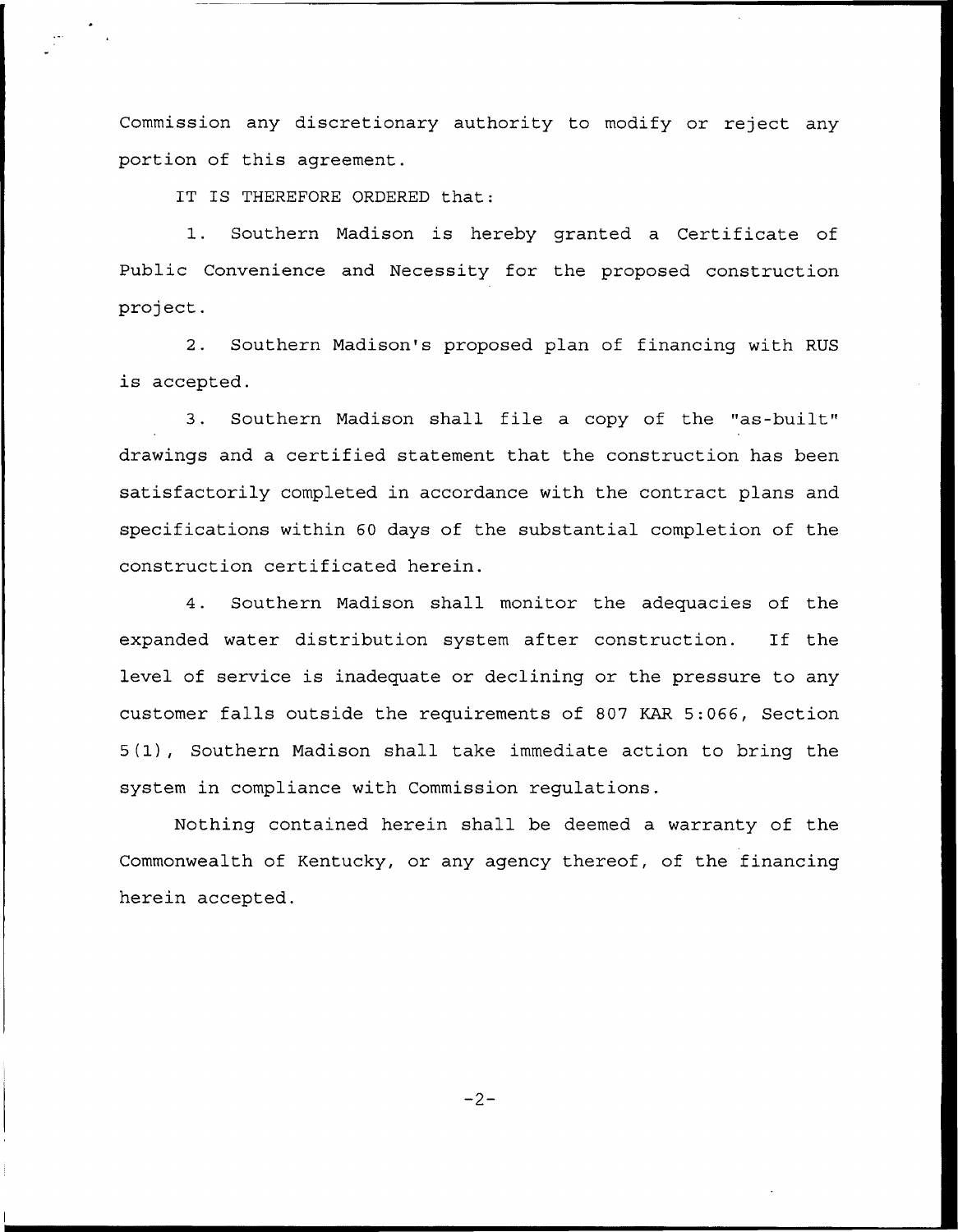Commission any discretionary authority to modify or reject any portion of this agreement.

IT IS THEREFORE ORDERED that:

1. Southern Madison is hereby granted a Certificate of Public Convenience and Necessity for the proposed construction project.

2. Southern Madison's proposed plan of financing with RUS is accepted.

3. Southern Madison shall file a copy of the "as-built" drawings and a certified statement that the construction has been satisfactorily completed in accordance with the contract plans and specifications within 60 days of the substantial completion of the construction certificated herein.

4. Southern Madison shall monitor the adequacies of the expanded water distribution system after construction. If the level of service is inadequate or declining or the pressure to any customer falls outside the requirements of 807 KAR 5:066, Section 5(1), Southern Madison shall take immediate action to bring the system in compliance with Commission regulations.

Nothing contained herein shall be deemed a warranty of the Commonwealth of Kentucky, or any agency thereof, of the financing herein accepted.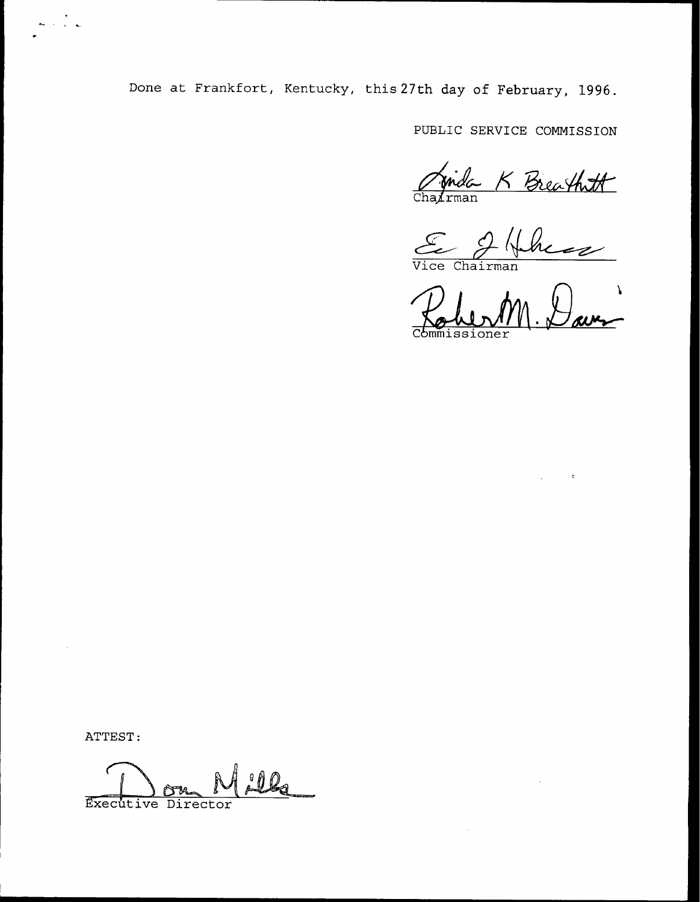Done at Frankfort, Kentucky, this 27th day of February, 1996.

PUBLIC SERVICE COMMISSION

Linda K Breathitt
Chairman

E J Holmes
Vice Chairman

Robert M. Davis
Commissioner

ATTEST:

Don Mills
Executive Director